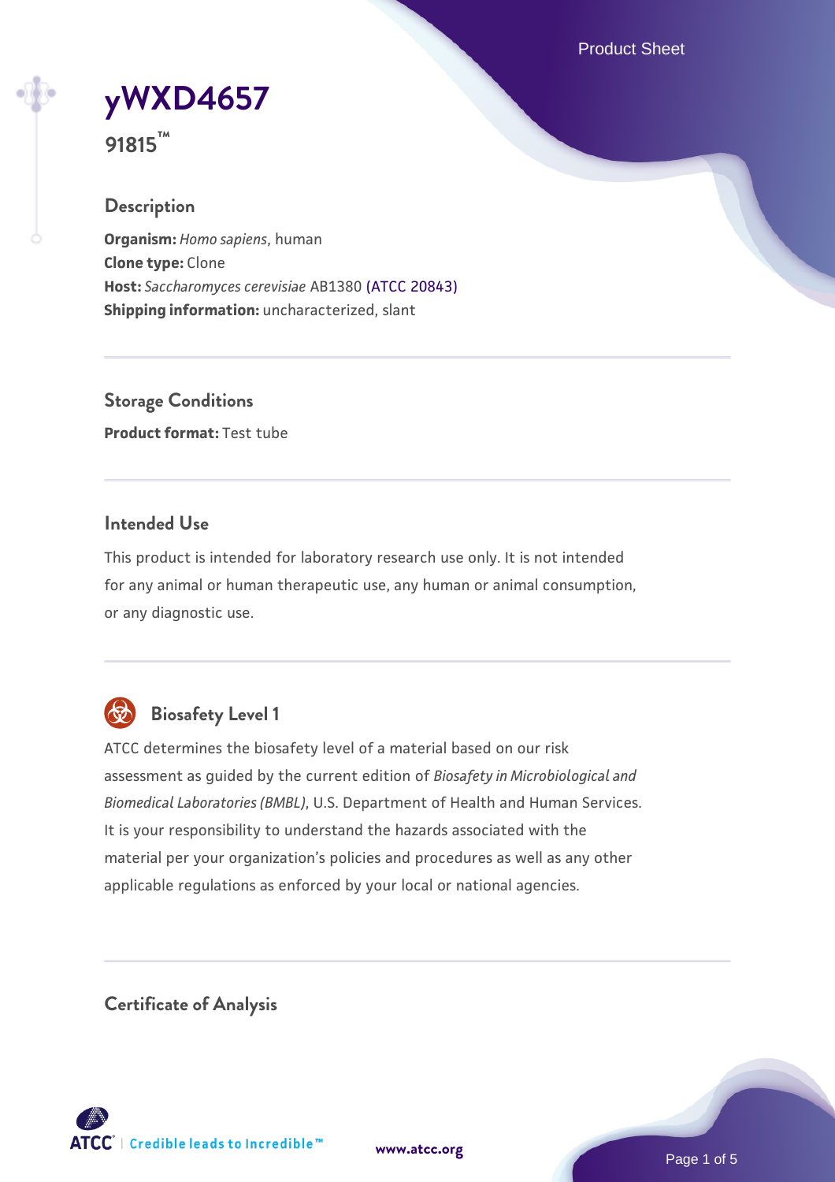# yWXD4657

**91815™**

## Description

**Organism:** *Homo sapiens*, human
**Clone type:** Clone
**Host:** *Saccharomyces cerevisiae* AB1380 (ATCC 20843)
**Shipping information:** uncharacterized, slant

## Storage Conditions

**Product format:** Test tube

## Intended Use

This product is intended for laboratory research use only. It is not intended for any animal or human therapeutic use, any human or animal consumption, or any diagnostic use.

## Biosafety Level 1

ATCC determines the biosafety level of a material based on our risk assessment as guided by the current edition of *Biosafety in Microbiological and Biomedical Laboratories (BMBL)*, U.S. Department of Health and Human Services. It is your responsibility to understand the hazards associated with the material per your organization's policies and procedures as well as any other applicable regulations as enforced by your local or national agencies.

## Certificate of Analysis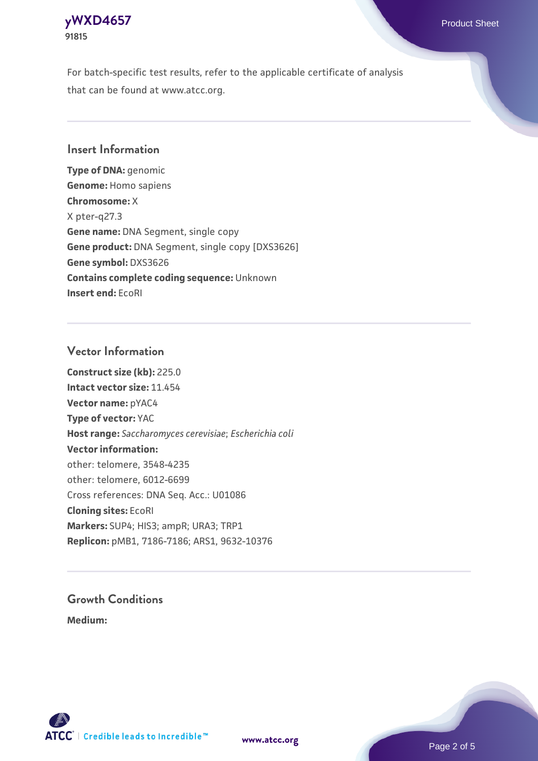For batch-specific test results, refer to the applicable certificate of analysis that can be found at www.atcc.org.

## Insert Information

**Type of DNA:** genomic
**Genome:** Homo sapiens
**Chromosome:** X
X pter-q27.3
**Gene name:** DNA Segment, single copy
**Gene product:** DNA Segment, single copy [DXS3626]
**Gene symbol:** DXS3626
**Contains complete coding sequence:** Unknown
**Insert end:** EcoRI

## Vector Information

**Construct size (kb):** 225.0
**Intact vector size:** 11.454
**Vector name:** pYAC4
**Type of vector:** YAC
**Host range:** *Saccharomyces cerevisiae*; *Escherichia coli*
**Vector information:**
other: telomere, 3548-4235
other: telomere, 6012-6699
Cross references: DNA Seq. Acc.: U01086
**Cloning sites:** EcoRI
**Markers:** SUP4; HIS3; ampR; URA3; TRP1
**Replicon:** pMB1, 7186-7186; ARS1, 9632-10376

## Growth Conditions

**Medium:**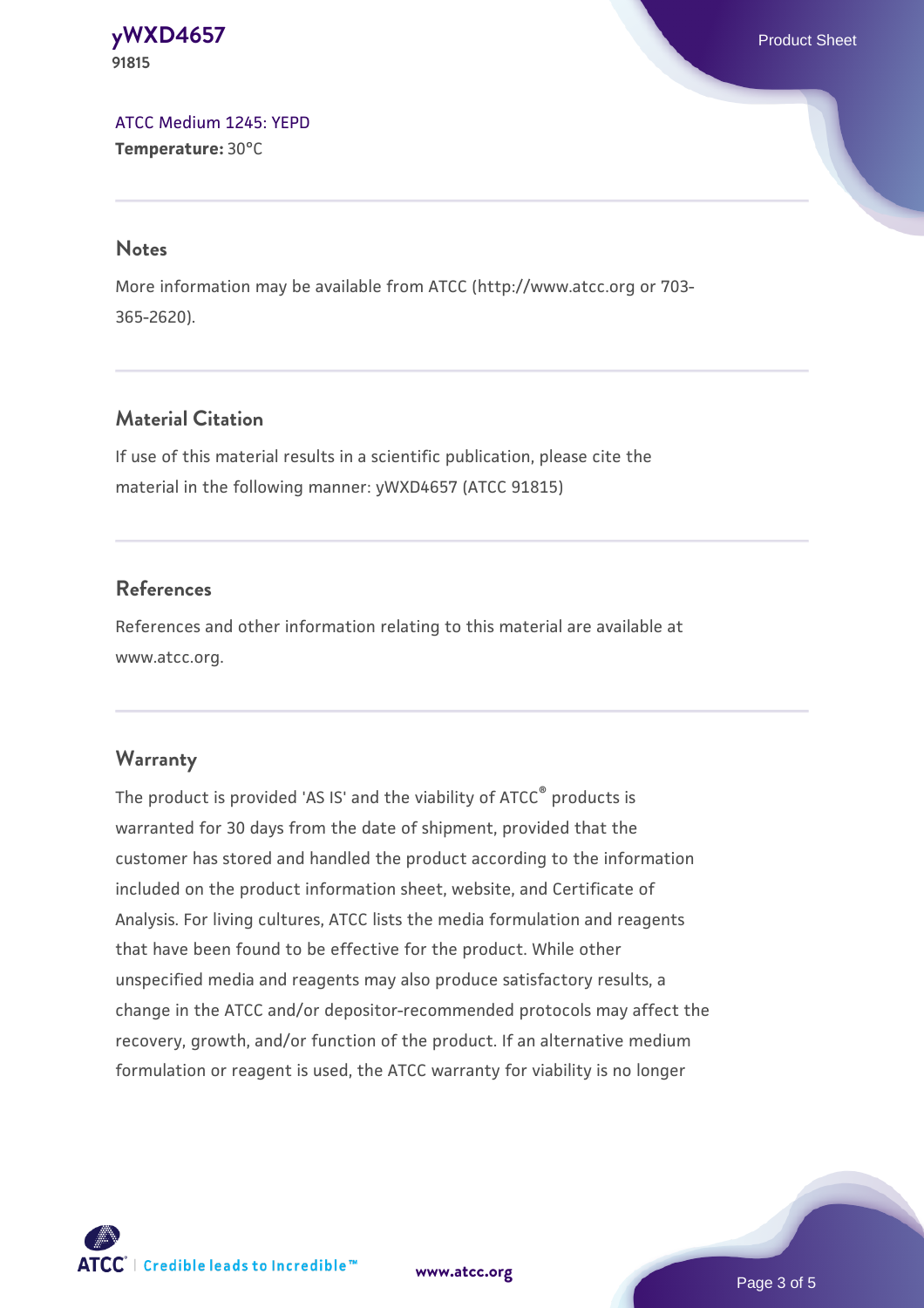ATCC Medium 1245: YEPD
**Temperature:** 30°C

## Notes

More information may be available from ATCC (http://www.atcc.org or 703-365-2620).

## Material Citation

If use of this material results in a scientific publication, please cite the material in the following manner: yWXD4657 (ATCC 91815)

## References

References and other information relating to this material are available at www.atcc.org.

## Warranty

The product is provided 'AS IS' and the viability of ATCC® products is warranted for 30 days from the date of shipment, provided that the customer has stored and handled the product according to the information included on the product information sheet, website, and Certificate of Analysis. For living cultures, ATCC lists the media formulation and reagents that have been found to be effective for the product. While other unspecified media and reagents may also produce satisfactory results, a change in the ATCC and/or depositor-recommended protocols may affect the recovery, growth, and/or function of the product. If an alternative medium formulation or reagent is used, the ATCC warranty for viability is no longer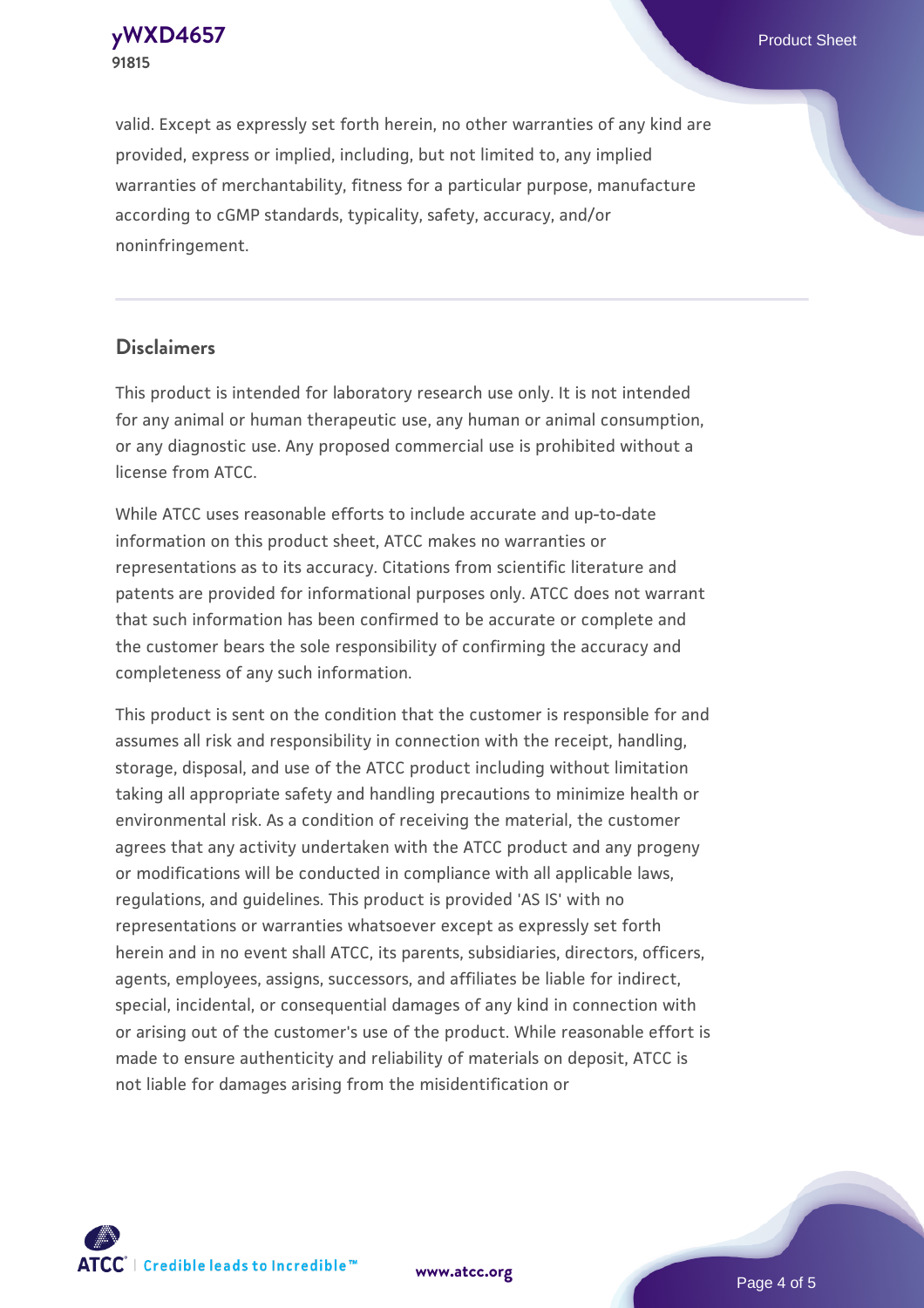valid. Except as expressly set forth herein, no other warranties of any kind are provided, express or implied, including, but not limited to, any implied warranties of merchantability, fitness for a particular purpose, manufacture according to cGMP standards, typicality, safety, accuracy, and/or noninfringement.

## Disclaimers

This product is intended for laboratory research use only. It is not intended for any animal or human therapeutic use, any human or animal consumption, or any diagnostic use. Any proposed commercial use is prohibited without a license from ATCC.

While ATCC uses reasonable efforts to include accurate and up-to-date information on this product sheet, ATCC makes no warranties or representations as to its accuracy. Citations from scientific literature and patents are provided for informational purposes only. ATCC does not warrant that such information has been confirmed to be accurate or complete and the customer bears the sole responsibility of confirming the accuracy and completeness of any such information.

This product is sent on the condition that the customer is responsible for and assumes all risk and responsibility in connection with the receipt, handling, storage, disposal, and use of the ATCC product including without limitation taking all appropriate safety and handling precautions to minimize health or environmental risk. As a condition of receiving the material, the customer agrees that any activity undertaken with the ATCC product and any progeny or modifications will be conducted in compliance with all applicable laws, regulations, and guidelines. This product is provided 'AS IS' with no representations or warranties whatsoever except as expressly set forth herein and in no event shall ATCC, its parents, subsidiaries, directors, officers, agents, employees, assigns, successors, and affiliates be liable for indirect, special, incidental, or consequential damages of any kind in connection with or arising out of the customer's use of the product. While reasonable effort is made to ensure authenticity and reliability of materials on deposit, ATCC is not liable for damages arising from the misidentification or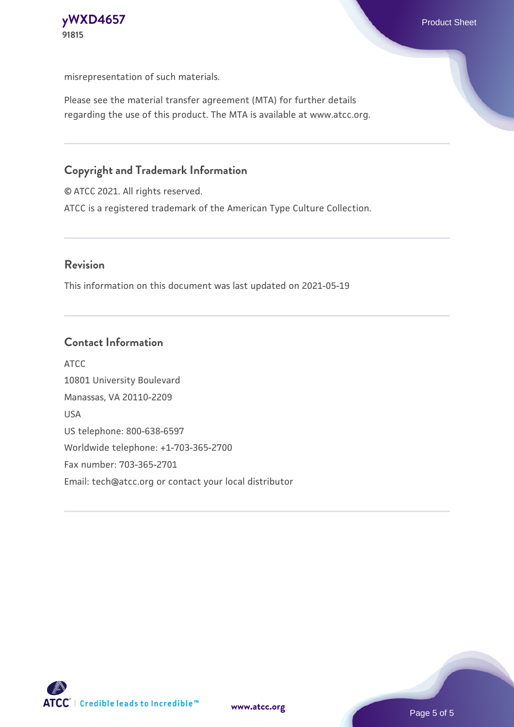misrepresentation of such materials.

Please see the material transfer agreement (MTA) for further details regarding the use of this product. The MTA is available at www.atcc.org.

## Copyright and Trademark Information

© ATCC 2021. All rights reserved.

ATCC is a registered trademark of the American Type Culture Collection.

## Revision

This information on this document was last updated on 2021-05-19

## Contact Information

ATCC
10801 University Boulevard
Manassas, VA 20110-2209
USA
US telephone: 800-638-6597
Worldwide telephone: +1-703-365-2700
Fax number: 703-365-2701
Email: tech@atcc.org or contact your local distributor